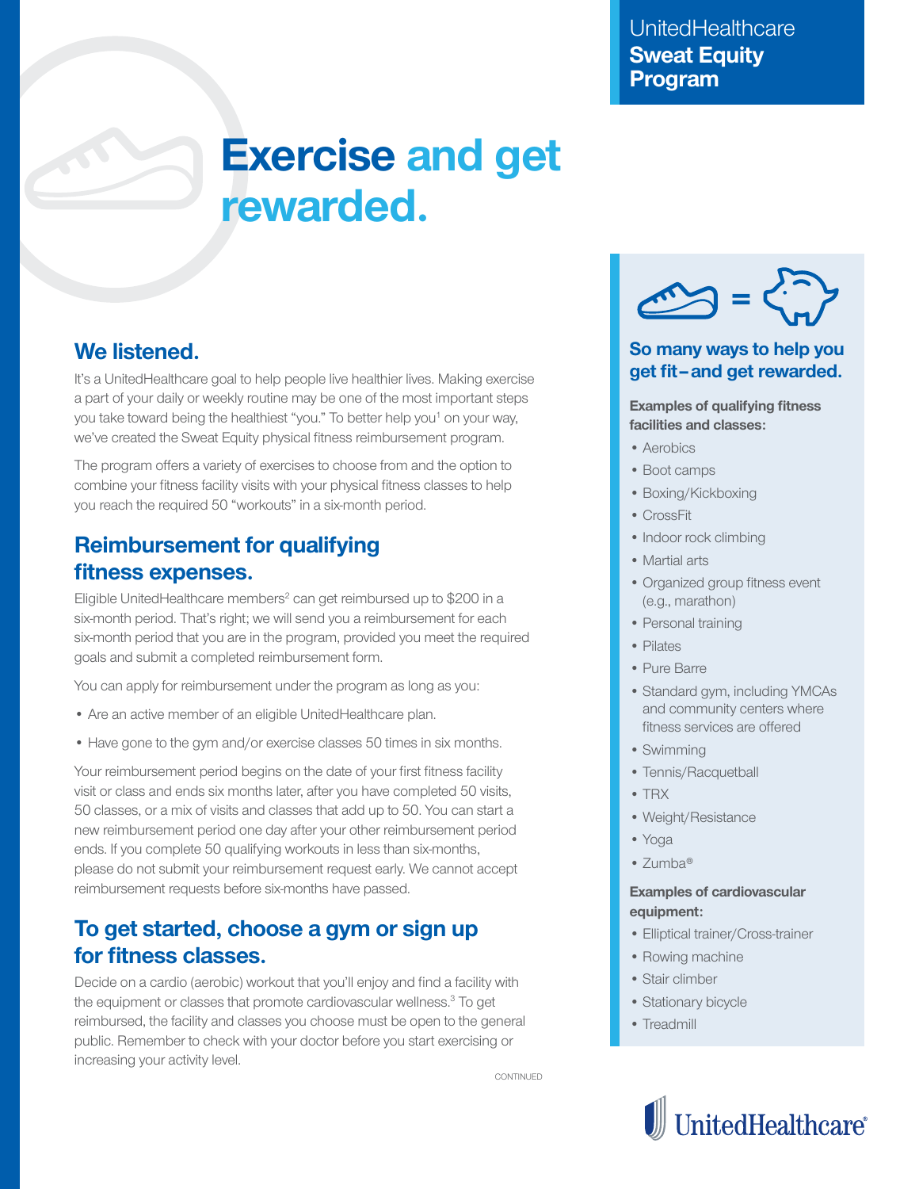UnitedHealthcare
**Sweat Equity Program**

# Exercise and get rewarded.

## We listened.

It's a UnitedHealthcare goal to help people live healthier lives. Making exercise a part of your daily or weekly routine may be one of the most important steps you take toward being the healthiest "you." To better help you[1] on your way, we've created the Sweat Equity physical fitness reimbursement program.

The program offers a variety of exercises to choose from and the option to combine your fitness facility visits with your physical fitness classes to help you reach the required 50 "workouts" in a six-month period.

## Reimbursement for qualifying fitness expenses.

Eligible UnitedHealthcare members[2] can get reimbursed up to $200 in a six-month period. That's right; we will send you a reimbursement for each six-month period that you are in the program, provided you meet the required goals and submit a completed reimbursement form.

You can apply for reimbursement under the program as long as you:

- Are an active member of an eligible UnitedHealthcare plan.
- Have gone to the gym and/or exercise classes 50 times in six months.

Your reimbursement period begins on the date of your first fitness facility visit or class and ends six months later, after you have completed 50 visits, 50 classes, or a mix of visits and classes that add up to 50. You can start a new reimbursement period one day after your other reimbursement period ends. If you complete 50 qualifying workouts in less than six-months, please do not submit your reimbursement request early. We cannot accept reimbursement requests before six-months have passed.

## To get started, choose a gym or sign up for fitness classes.

Decide on a cardio (aerobic) workout that you'll enjoy and find a facility with the equipment or classes that promote cardiovascular wellness.[3] To get reimbursed, the facility and classes you choose must be open to the general public. Remember to check with your doctor before you start exercising or increasing your activity level.

CONTINUED

### So many ways to help you get fit – and get rewarded.

**Examples of qualifying fitness facilities and classes:**

- Aerobics
- Boot camps
- Boxing/Kickboxing
- CrossFit
- Indoor rock climbing
- Martial arts
- Organized group fitness event (e.g., marathon)
- Personal training
- Pilates
- Pure Barre
- Standard gym, including YMCAs and community centers where fitness services are offered
- Swimming
- Tennis/Racquetball
- TRX
- Weight/Resistance
- Yoga
- Zumba®

**Examples of cardiovascular equipment:**

- Elliptical trainer/Cross-trainer
- Rowing machine
- Stair climber
- Stationary bicycle
- Treadmill

UnitedHealthcare®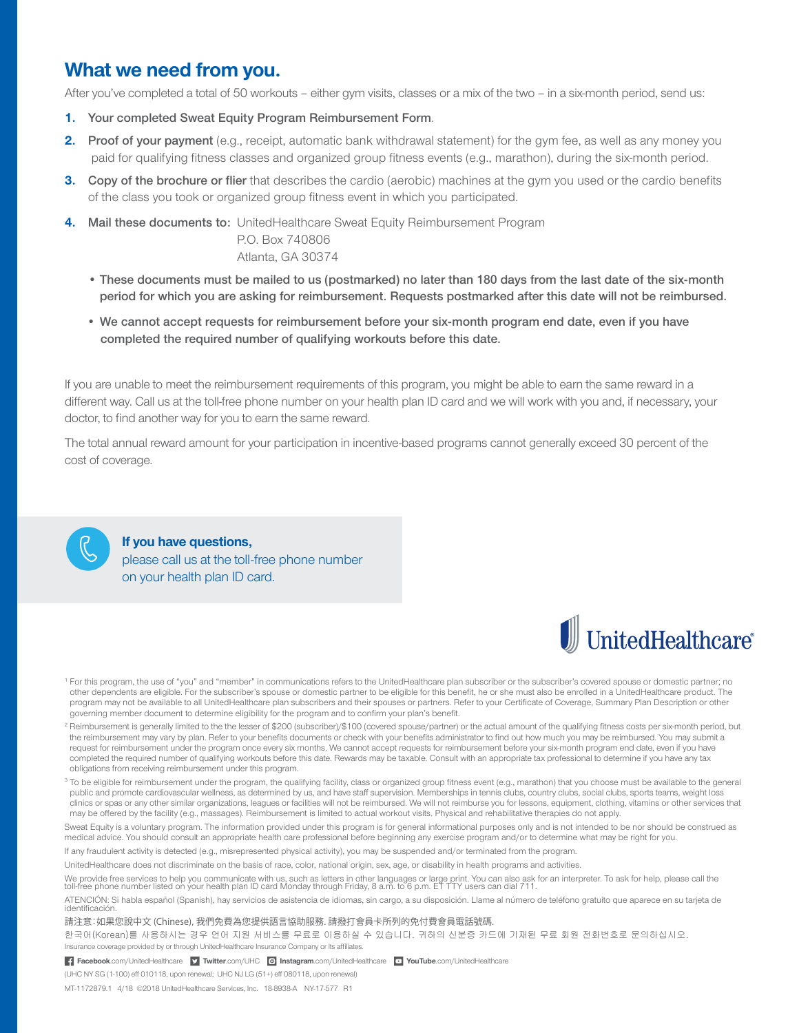## What we need from you.

After you've completed a total of 50 workouts – either gym visits, classes or a mix of the two – in a six-month period, send us:

1. **Your completed Sweat Equity Program Reimbursement Form**.
2. **Proof of your payment** (e.g., receipt, automatic bank withdrawal statement) for the gym fee, as well as any money you paid for qualifying fitness classes and organized group fitness events (e.g., marathon), during the six-month period.
3. **Copy of the brochure or flier** that describes the cardio (aerobic) machines at the gym you used or the cardio benefits of the class you took or organized group fitness event in which you participated.
4. **Mail these documents to:** UnitedHealthcare Sweat Equity Reimbursement Program
   P.O. Box 740806
   Atlanta, GA 30374

   - **These documents must be mailed to us (postmarked) no later than 180 days from the last date of the six-month period for which you are asking for reimbursement. Requests postmarked after this date will not be reimbursed.**
   - **We cannot accept requests for reimbursement before your six-month program end date, even if you have completed the required number of qualifying workouts before this date.**

If you are unable to meet the reimbursement requirements of this program, you might be able to earn the same reward in a different way. Call us at the toll-free phone number on your health plan ID card and we will work with you and, if necessary, your doctor, to find another way for you to earn the same reward.

The total annual reward amount for your participation in incentive-based programs cannot generally exceed 30 percent of the cost of coverage.

**If you have questions,**
please call us at the toll-free phone number on your health plan ID card.

UnitedHealthcare®

[1] For this program, the use of "you" and "member" in communications refers to the UnitedHealthcare plan subscriber or the subscriber's covered spouse or domestic partner; no other dependents are eligible. For the subscriber's spouse or domestic partner to be eligible for this benefit, he or she must also be enrolled in a UnitedHealthcare product. The program may not be available to all UnitedHealthcare plan subscribers and their spouses or partners. Refer to your Certificate of Coverage, Summary Plan Description or other governing member document to determine eligibility for the program and to confirm your plan's benefit.

[2] Reimbursement is generally limited to the the lesser of $200 (subscriber)/$100 (covered spouse/partner) or the actual amount of the qualifying fitness costs per six-month period, but the reimbursement may vary by plan. Refer to your benefits documents or check with your benefits administrator to find out how much you may be reimbursed. You may submit a request for reimbursement under the program once every six months. We cannot accept requests for reimbursement before your six-month program end date, even if you have completed the required number of qualifying workouts before this date. Rewards may be taxable. Consult with an appropriate tax professional to determine if you have any tax obligations from receiving reimbursement under this program.

[3] To be eligible for reimbursement under the program, the qualifying facility, class or organized group fitness event (e.g., marathon) that you choose must be available to the general public and promote cardiovascular wellness, as determined by us, and have staff supervision. Memberships in tennis clubs, country clubs, social clubs, sports teams, weight loss clinics or spas or any other similar organizations, leagues or facilities will not be reimbursed. We will not reimburse you for lessons, equipment, clothing, vitamins or other services that may be offered by the facility (e.g., massages). Reimbursement is limited to actual workout visits. Physical and rehabilitative therapies do not apply.

Sweat Equity is a voluntary program. The information provided under this program is for general informational purposes only and is not intended to be nor should be construed as medical advice. You should consult an appropriate health care professional before beginning any exercise program and/or to determine what may be right for you.

If any fraudulent activity is detected (e.g., misrepresented physical activity), you may be suspended and/or terminated from the program.

UnitedHealthcare does not discriminate on the basis of race, color, national origin, sex, age, or disability in health programs and activities.

We provide free services to help you communicate with us, such as letters in other languages or large print. You can also ask for an interpreter. To ask for help, please call the toll-free phone number listed on your health plan ID card Monday through Friday, 8 a.m. to 6 p.m. ET TTY users can dial 711.

ATENCIÓN: Si habla español (Spanish), hay servicios de asistencia de idiomas, sin cargo, a su disposición. Llame al número de teléfono gratuito que aparece en su tarjeta de identificación.

請注意：如果您說中文 (Chinese), 我們免費為您提供語言協助服務. 請撥打會員卡所列的免付費會員電話號碼.

한국어(Korean)를 사용하시는 경우 언어 지원 서비스를 무료로 이용하실 수 있습니다. 귀하의 신분증 카드에 기재된 무료 회원 전화번호로 문의하십시오.

Insurance coverage provided by or through UnitedHealthcare Insurance Company or its affiliates.

**Facebook**.com/UnitedHealthcare **Twitter**.com/UHC **Instagram**.com/UnitedHealthcare **YouTube**.com/UnitedHealthcare

(UHC NY SG (1-100) eff 010118, upon renewal; UHC NJ LG (51+) eff 080118, upon renewal)

MT-1172879.1 4/18 ©2018 UnitedHealthcare Services, Inc. 18-8938-A NY-17-577 R1